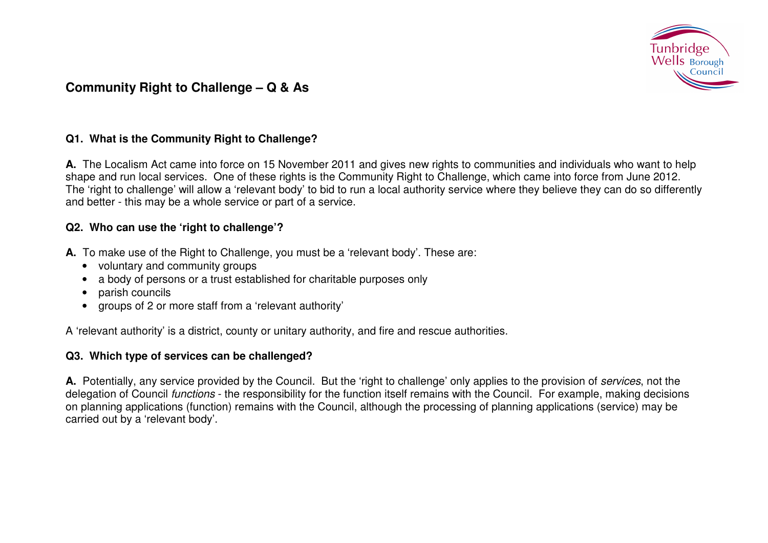# Community Right to Challenge – Q & As

### Q1. What is the Community Right to Challenge?

**A.** The Localism Act came into force on 15 November 2011 and gives new rights to communities and individuals who want to help shape and run local services. One of these rights is the Community Right to Challenge, which came into force from June 2012. The 'right to challenge' will allow a 'relevant body' to bid to run a local authority service where they believe they can do so differently and better - this may be a whole service or part of a service.

### Q2. Who can use the 'right to challenge'?

**A.** To make use of the Right to Challenge, you must be a 'relevant body'. These are:

- voluntary and community groups
- a body of persons or a trust established for charitable purposes only
- parish councils
- groups of 2 or more staff from a 'relevant authority'

A 'relevant authority' is a district, county or unitary authority, and fire and rescue authorities.

### Q3. Which type of services can be challenged?

**A.** Potentially, any service provided by the Council. But the 'right to challenge' only applies to the provision of *services*, not the delegation of Council *functions* - the responsibility for the function itself remains with the Council. For example, making decisions on planning applications (function) remains with the Council, although the processing of planning applications (service) may be carried out by a 'relevant body'.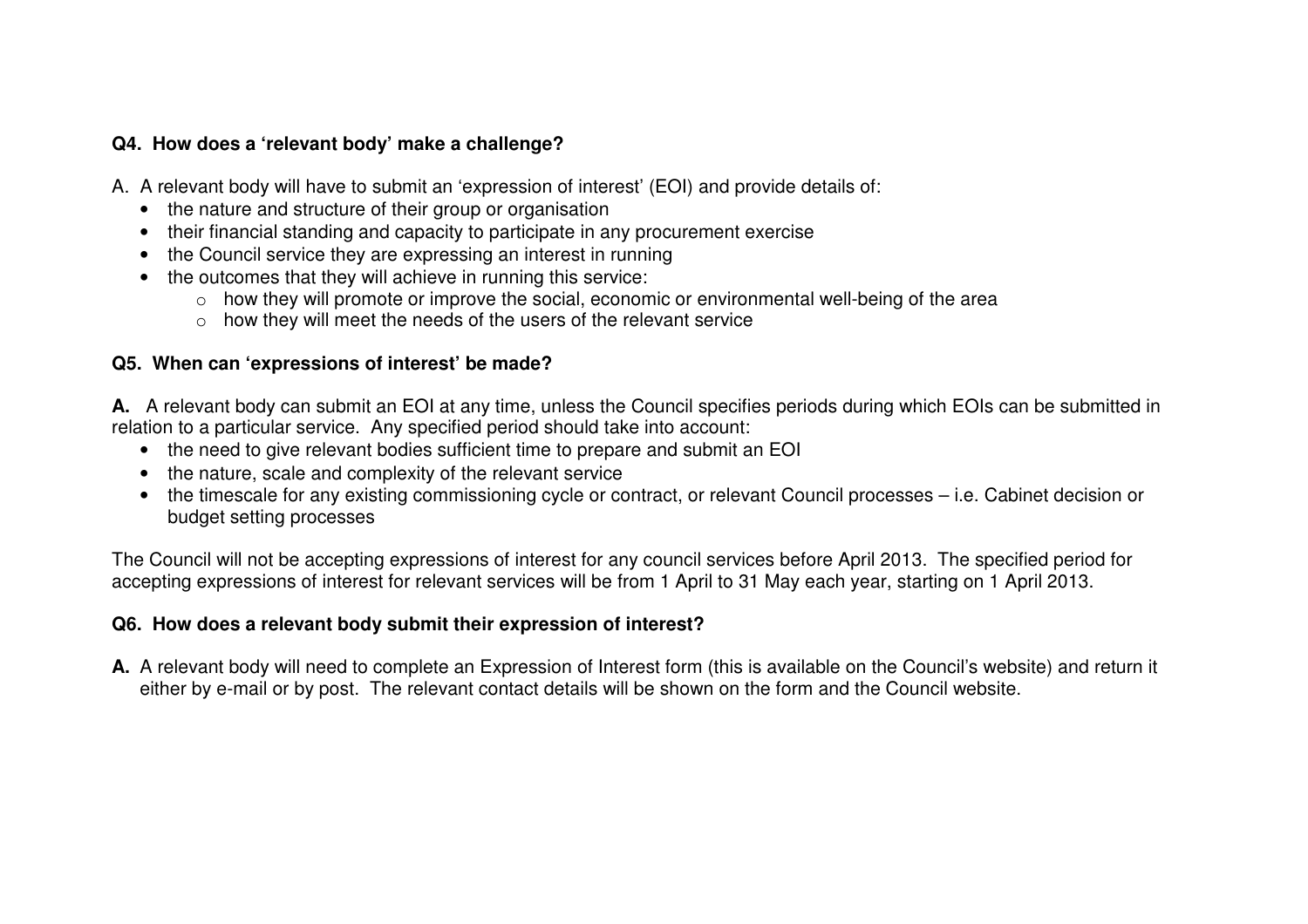**Q4. How does a 'relevant body' make a challenge?**

A. A relevant body will have to submit an 'expression of interest' (EOI) and provide details of:

- the nature and structure of their group or organisation
- their financial standing and capacity to participate in any procurement exercise
- the Council service they are expressing an interest in running
- the outcomes that they will achieve in running this service:
    - how they will promote or improve the social, economic or environmental well-being of the area
    - how they will meet the needs of the users of the relevant service

**Q5. When can 'expressions of interest' be made?**

**A.** A relevant body can submit an EOI at any time, unless the Council specifies periods during which EOIs can be submitted in relation to a particular service. Any specified period should take into account:

- the need to give relevant bodies sufficient time to prepare and submit an EOI
- the nature, scale and complexity of the relevant service
- the timescale for any existing commissioning cycle or contract, or relevant Council processes – i.e. Cabinet decision or budget setting processes

The Council will not be accepting expressions of interest for any council services before April 2013. The specified period for accepting expressions of interest for relevant services will be from 1 April to 31 May each year, starting on 1 April 2013.

**Q6. How does a relevant body submit their expression of interest?**

**A.** A relevant body will need to complete an Expression of Interest form (this is available on the Council's website) and return it either by e-mail or by post. The relevant contact details will be shown on the form and the Council website.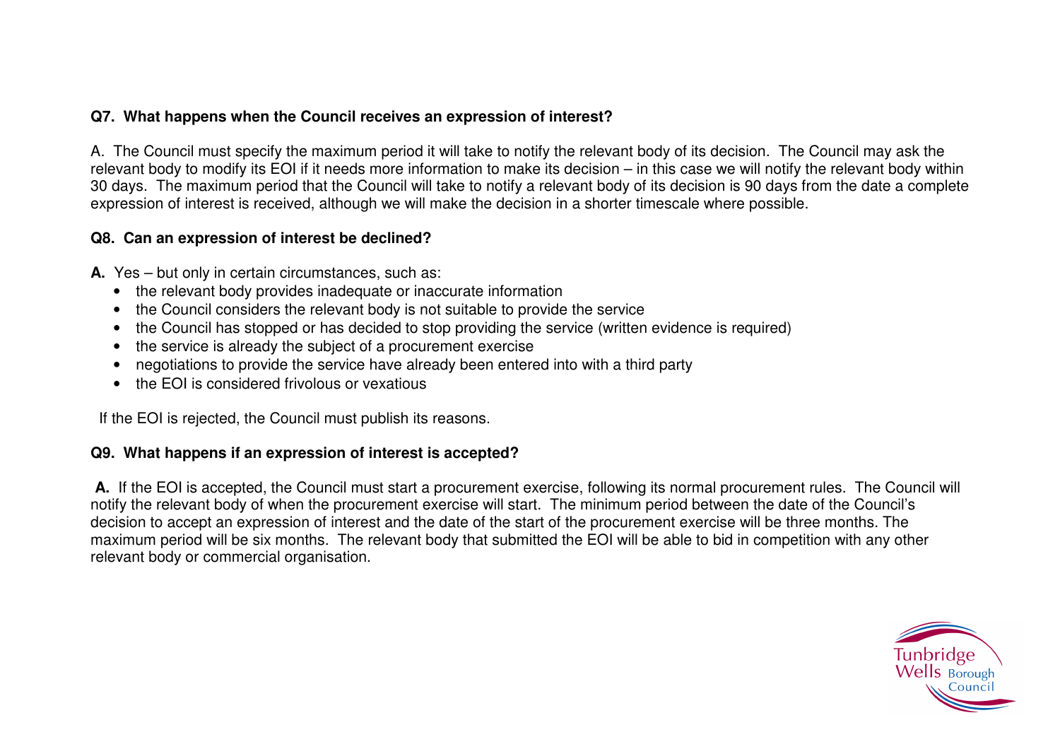**Q7. What happens when the Council receives an expression of interest?**

A. The Council must specify the maximum period it will take to notify the relevant body of its decision. The Council may ask the relevant body to modify its EOI if it needs more information to make its decision – in this case we will notify the relevant body within 30 days. The maximum period that the Council will take to notify a relevant body of its decision is 90 days from the date a complete expression of interest is received, although we will make the decision in a shorter timescale where possible.

**Q8. Can an expression of interest be declined?**

**A.** Yes – but only in certain circumstances, such as:

- the relevant body provides inadequate or inaccurate information
- the Council considers the relevant body is not suitable to provide the service
- the Council has stopped or has decided to stop providing the service (written evidence is required)
- the service is already the subject of a procurement exercise
- negotiations to provide the service have already been entered into with a third party
- the EOI is considered frivolous or vexatious

If the EOI is rejected, the Council must publish its reasons.

**Q9. What happens if an expression of interest is accepted?**

**A.** If the EOI is accepted, the Council must start a procurement exercise, following its normal procurement rules. The Council will notify the relevant body of when the procurement exercise will start. The minimum period between the date of the Council's decision to accept an expression of interest and the date of the start of the procurement exercise will be three months. The maximum period will be six months. The relevant body that submitted the EOI will be able to bid in competition with any other relevant body or commercial organisation.